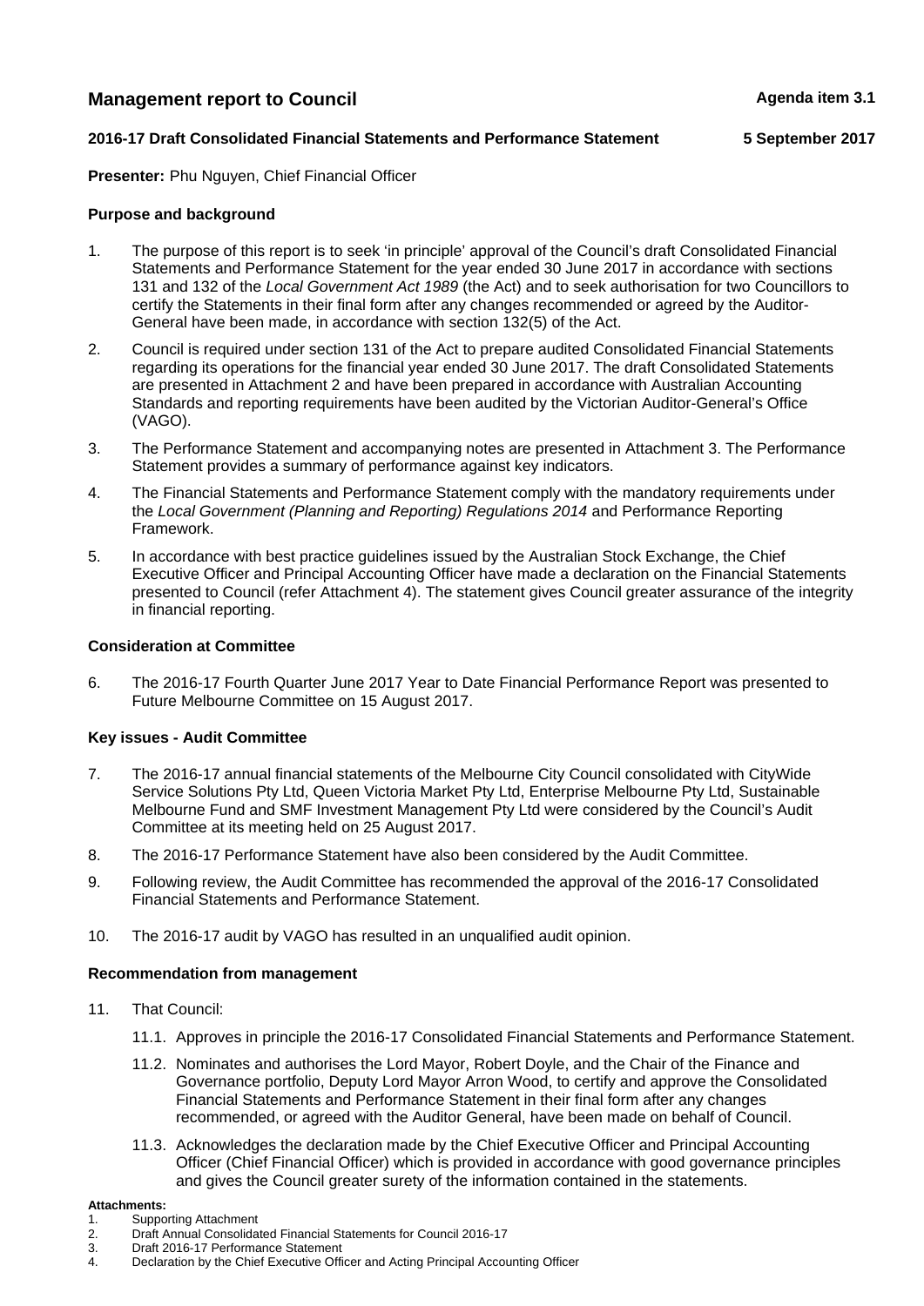**Management report to Council** **Agenda item 3.1**

**2016-17 Draft Consolidated Financial Statements and Performance Statement** **5 September 2017**

**Presenter:** Phu Nguyen, Chief Financial Officer

**Purpose and background**

1. The purpose of this report is to seek 'in principle' approval of the Council's draft Consolidated Financial Statements and Performance Statement for the year ended 30 June 2017 in accordance with sections 131 and 132 of the *Local Government Act 1989* (the Act) and to seek authorisation for two Councillors to certify the Statements in their final form after any changes recommended or agreed by the Auditor-General have been made, in accordance with section 132(5) of the Act.

2. Council is required under section 131 of the Act to prepare audited Consolidated Financial Statements regarding its operations for the financial year ended 30 June 2017. The draft Consolidated Statements are presented in Attachment 2 and have been prepared in accordance with Australian Accounting Standards and reporting requirements have been audited by the Victorian Auditor-General's Office (VAGO).

3. The Performance Statement and accompanying notes are presented in Attachment 3. The Performance Statement provides a summary of performance against key indicators.

4. The Financial Statements and Performance Statement comply with the mandatory requirements under the *Local Government (Planning and Reporting) Regulations 2014* and Performance Reporting Framework.

5. In accordance with best practice guidelines issued by the Australian Stock Exchange, the Chief Executive Officer and Principal Accounting Officer have made a declaration on the Financial Statements presented to Council (refer Attachment 4). The statement gives Council greater assurance of the integrity in financial reporting.

**Consideration at Committee**

6. The 2016-17 Fourth Quarter June 2017 Year to Date Financial Performance Report was presented to Future Melbourne Committee on 15 August 2017.

**Key issues - Audit Committee**

7. The 2016-17 annual financial statements of the Melbourne City Council consolidated with CityWide Service Solutions Pty Ltd, Queen Victoria Market Pty Ltd, Enterprise Melbourne Pty Ltd, Sustainable Melbourne Fund and SMF Investment Management Pty Ltd were considered by the Council's Audit Committee at its meeting held on 25 August 2017.

8. The 2016-17 Performance Statement have also been considered by the Audit Committee.

9. Following review, the Audit Committee has recommended the approval of the 2016-17 Consolidated Financial Statements and Performance Statement.

10. The 2016-17 audit by VAGO has resulted in an unqualified audit opinion.

**Recommendation from management**

11. That Council:

 11.1. Approves in principle the 2016-17 Consolidated Financial Statements and Performance Statement.

 11.2. Nominates and authorises the Lord Mayor, Robert Doyle, and the Chair of the Finance and Governance portfolio, Deputy Lord Mayor Arron Wood, to certify and approve the Consolidated Financial Statements and Performance Statement in their final form after any changes recommended, or agreed with the Auditor General, have been made on behalf of Council.

 11.3. Acknowledges the declaration made by the Chief Executive Officer and Principal Accounting Officer (Chief Financial Officer) which is provided in accordance with good governance principles and gives the Council greater surety of the information contained in the statements.

**Attachments:**
1. Supporting Attachment
2. Draft Annual Consolidated Financial Statements for Council 2016-17
3. Draft 2016-17 Performance Statement
4. Declaration by the Chief Executive Officer and Acting Principal Accounting Officer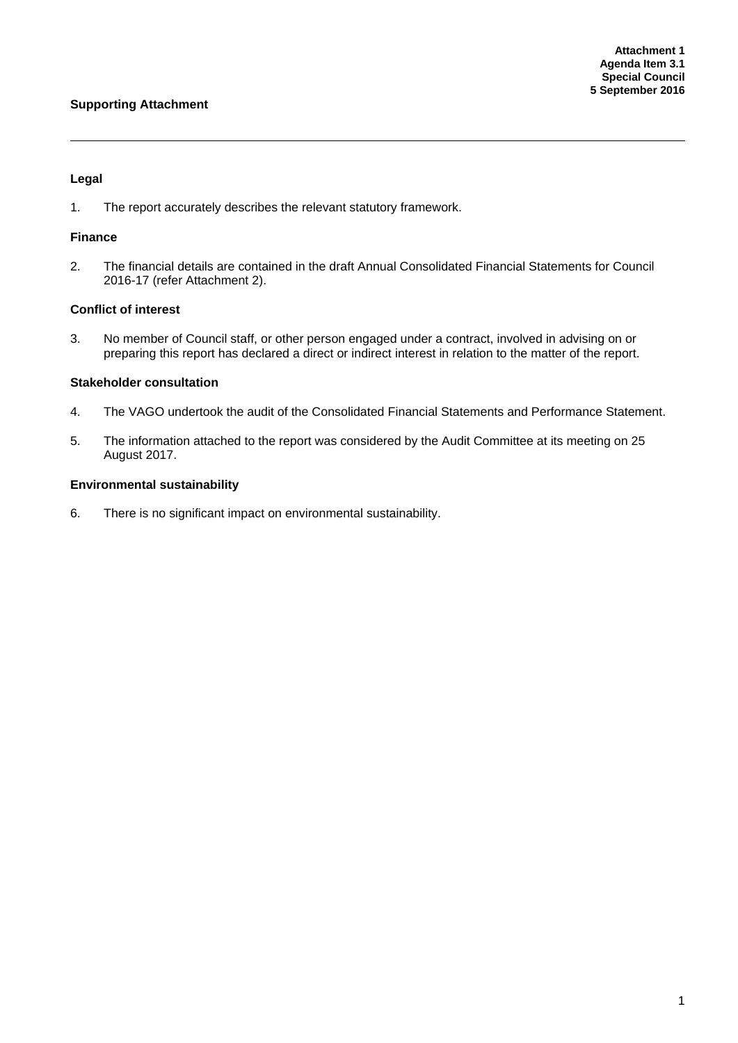**Attachment 1**
**Agenda Item 3.1**
**Special Council**
**5 September 2016**

**Supporting Attachment**

---

**Legal**

1. The report accurately describes the relevant statutory framework.

**Finance**

2. The financial details are contained in the draft Annual Consolidated Financial Statements for Council 2016-17 (refer Attachment 2).

**Conflict of interest**

3. No member of Council staff, or other person engaged under a contract, involved in advising on or preparing this report has declared a direct or indirect interest in relation to the matter of the report.

**Stakeholder consultation**

4. The VAGO undertook the audit of the Consolidated Financial Statements and Performance Statement.

5. The information attached to the report was considered by the Audit Committee at its meeting on 25 August 2017.

**Environmental sustainability**

6. There is no significant impact on environmental sustainability.